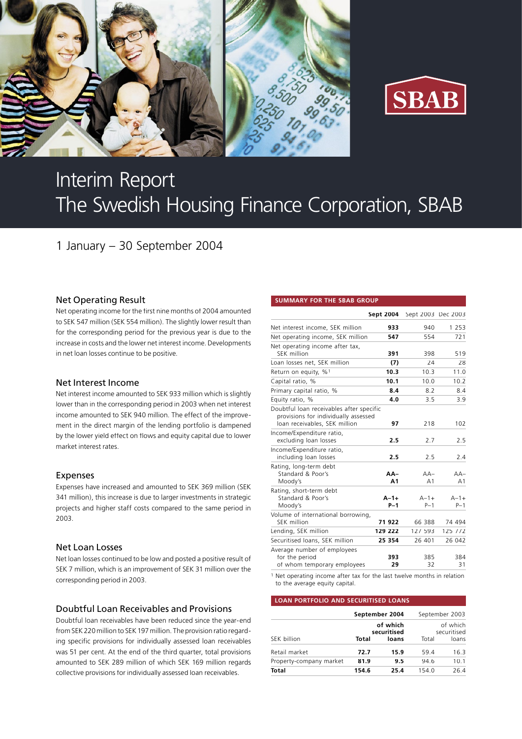# Interim Report
# The Swedish Housing Finance Corporation, SBAB

## 1 January – 30 September 2004

### Net Operating Result

Net operating income for the first nine months of 2004 amounted to SEK 547 million (SEK 554 million). The slightly lower result than for the corresponding period for the previous year is due to the increase in costs and the lower net interest income. Developments in net loan losses continue to be positive.

### Net Interest Income

Net interest income amounted to SEK 933 million which is slightly lower than in the corresponding period in 2003 when net interest income amounted to SEK 940 million. The effect of the improvement in the direct margin of the lending portfolio is dampened by the lower yield effect on flows and equity capital due to lower market interest rates.

### Expenses

Expenses have increased and amounted to SEK 369 million (SEK 341 million), this increase is due to larger investments in strategic projects and higher staff costs compared to the same period in 2003.

### Net Loan Losses

Net loan losses continued to be low and posted a positive result of SEK 7 million, which is an improvement of SEK 31 million over the corresponding period in 2003.

### Doubtful Loan Receivables and Provisions

Doubtful loan receivables have been reduced since the year-end from SEK 220 million to SEK 197 million. The provision ratio regarding specific provisions for individually assessed loan receivables was 51 per cent. At the end of the third quarter, total provisions amounted to SEK 289 million of which SEK 169 million regards collective provisions for individually assessed loan receivables.

**SUMMARY FOR THE SBAB GROUP**

| | **Sept 2004** | Sept 2003 | Dec 2003 |
|---|---|---|---|
| Net interest income, SEK million | **933** | 940 | 1 253 |
| Net operating income, SEK million | **547** | 554 | 721 |
| Net operating income after tax, SEK million | **391** | 398 | 519 |
| Loan losses net, SEK million | **(7)** | 24 | 28 |
| Return on equity, %[1] | **10.3** | 10.3 | 11.0 |
| Capital ratio, % | **10.1** | 10.0 | 10.2 |
| Primary capital ratio, % | **8.4** | 8.2 | 8.4 |
| Equity ratio, % | **4.0** | 3.5 | 3.9 |
| Doubtful loan receivables after specific provisions for individually assessed loan receivables, SEK million | **97** | 218 | 102 |
| Income/Expenditure ratio, excluding loan losses | **2.5** | 2.7 | 2.5 |
| Income/Expenditure ratio, including loan losses | **2.5** | 2.5 | 2.4 |
| Rating, long-term debt | | | |
| Standard & Poor's | **AA–** | AA– | AA– |
| Moody's | **A1** | A1 | A1 |
| Rating, short-term debt | | | |
| Standard & Poor's | **A–1+** | A–1+ | A–1+ |
| Moody's | **P–1** | P–1 | P–1 |
| Volume of international borrowing, SEK million | **71 922** | 66 388 | 74 494 |
| Lending, SEK million | **129 222** | 127 593 | 125 772 |
| Securitised loans, SEK million | **25 354** | 26 401 | 26 042 |
| Average number of employees for the period | **393** | 385 | 384 |
| of whom temporary employees | **29** | 32 | 31 |

[1] Net operating income after tax for the last twelve months in relation to the average equity capital.

**LOAN PORTFOLIO AND SECURITISED LOANS**

| | **September 2004** | | September 2003 | |
|---|---|---|---|---|
| SEK billion | **Total** | **of which securitised loans** | Total | of which securitised loans |
| Retail market | **72.7** | **15.9** | 59.4 | 16.3 |
| Property-company market | **81.9** | **9.5** | 94.6 | 10.1 |
| **Total** | **154.6** | **25.4** | 154.0 | 26.4 |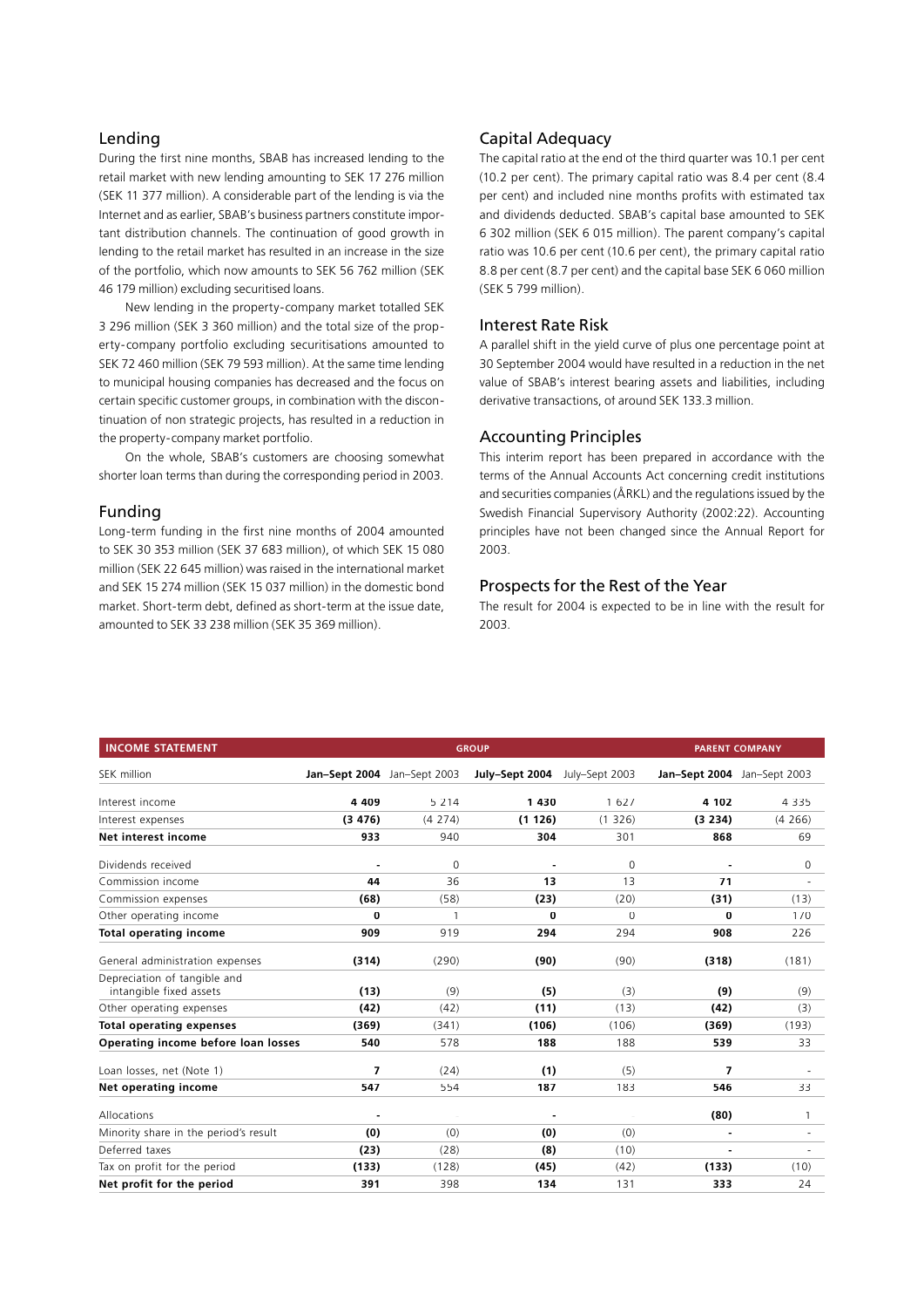## Lending

During the first nine months, SBAB has increased lending to the retail market with new lending amounting to SEK 17 276 million (SEK 11 377 million). A considerable part of the lending is via the Internet and as earlier, SBAB's business partners constitute important distribution channels. The continuation of good growth in lending to the retail market has resulted in an increase in the size of the portfolio, which now amounts to SEK 56 762 million (SEK 46 179 million) excluding securitised loans.

New lending in the property-company market totalled SEK 3 296 million (SEK 3 360 million) and the total size of the property-company portfolio excluding securitisations amounted to SEK 72 460 million (SEK 79 593 million). At the same time lending to municipal housing companies has decreased and the focus on certain specific customer groups, in combination with the discontinuation of non strategic projects, has resulted in a reduction in the property-company market portfolio.

On the whole, SBAB's customers are choosing somewhat shorter loan terms than during the corresponding period in 2003.

## Funding

Long-term funding in the first nine months of 2004 amounted to SEK 30 353 million (SEK 37 683 million), of which SEK 15 080 million (SEK 22 645 million) was raised in the international market and SEK 15 274 million (SEK 15 037 million) in the domestic bond market. Short-term debt, defined as short-term at the issue date, amounted to SEK 33 238 million (SEK 35 369 million).

## Capital Adequacy

The capital ratio at the end of the third quarter was 10.1 per cent (10.2 per cent). The primary capital ratio was 8.4 per cent (8.4 per cent) and included nine months profits with estimated tax and dividends deducted. SBAB's capital base amounted to SEK 6 302 million (SEK 6 015 million). The parent company's capital ratio was 10.6 per cent (10.6 per cent), the primary capital ratio 8.8 per cent (8.7 per cent) and the capital base SEK 6 060 million (SEK 5 799 million).

## Interest Rate Risk

A parallel shift in the yield curve of plus one percentage point at 30 September 2004 would have resulted in a reduction in the net value of SBAB's interest bearing assets and liabilities, including derivative transactions, of around SEK 133.3 million.

## Accounting Principles

This interim report has been prepared in accordance with the terms of the Annual Accounts Act concerning credit institutions and securities companies (ÅRKL) and the regulations issued by the Swedish Financial Supervisory Authority (2002:22). Accounting principles have not been changed since the Annual Report for 2003.

## Prospects for the Rest of the Year

The result for 2004 is expected to be in line with the result for 2003.

| INCOME STATEMENT | GROUP | | | | PARENT COMPANY | |
|---|---|---|---|---|---|---|
| SEK million | **Jan–Sept 2004** | Jan–Sept 2003 | **July–Sept 2004** | July–Sept 2003 | **Jan–Sept 2004** | Jan–Sept 2003 |
| Interest income | **4 409** | 5 214 | **1 430** | 1 627 | **4 102** | 4 335 |
| Interest expenses | **(3 476)** | (4 274) | **(1 126)** | (1 326) | **(3 234)** | (4 266) |
| **Net interest income** | **933** | 940 | **304** | 301 | **868** | 69 |
| Dividends received | **-** | 0 | **-** | 0 | **-** | 0 |
| Commission income | **44** | 36 | **13** | 13 | **71** | - |
| Commission expenses | **(68)** | (58) | **(23)** | (20) | **(31)** | (13) |
| Other operating income | **0** | 1 | **0** | 0 | **0** | 170 |
| **Total operating income** | **909** | 919 | **294** | 294 | **908** | 226 |
| General administration expenses | **(314)** | (290) | **(90)** | (90) | **(318)** | (181) |
| Depreciation of tangible and intangible fixed assets | **(13)** | (9) | **(5)** | (3) | **(9)** | (9) |
| Other operating expenses | **(42)** | (42) | **(11)** | (13) | **(42)** | (3) |
| **Total operating expenses** | **(369)** | (341) | **(106)** | (106) | **(369)** | (193) |
| **Operating income before loan losses** | **540** | 578 | **188** | 188 | **539** | 33 |
| Loan losses, net (Note 1) | **7** | (24) | **(1)** | (5) | **7** | - |
| **Net operating income** | **547** | 554 | **187** | 183 | **546** | 33 |
| Allocations | **-** | - | **-** | - | **(80)** | 1 |
| Minority share in the period's result | **(0)** | (0) | **(0)** | (0) | **-** | - |
| Deferred taxes | **(23)** | (28) | **(8)** | (10) | **-** | - |
| Tax on profit for the period | **(133)** | (128) | **(45)** | (42) | **(133)** | (10) |
| **Net profit for the period** | **391** | 398 | **134** | 131 | **333** | 24 |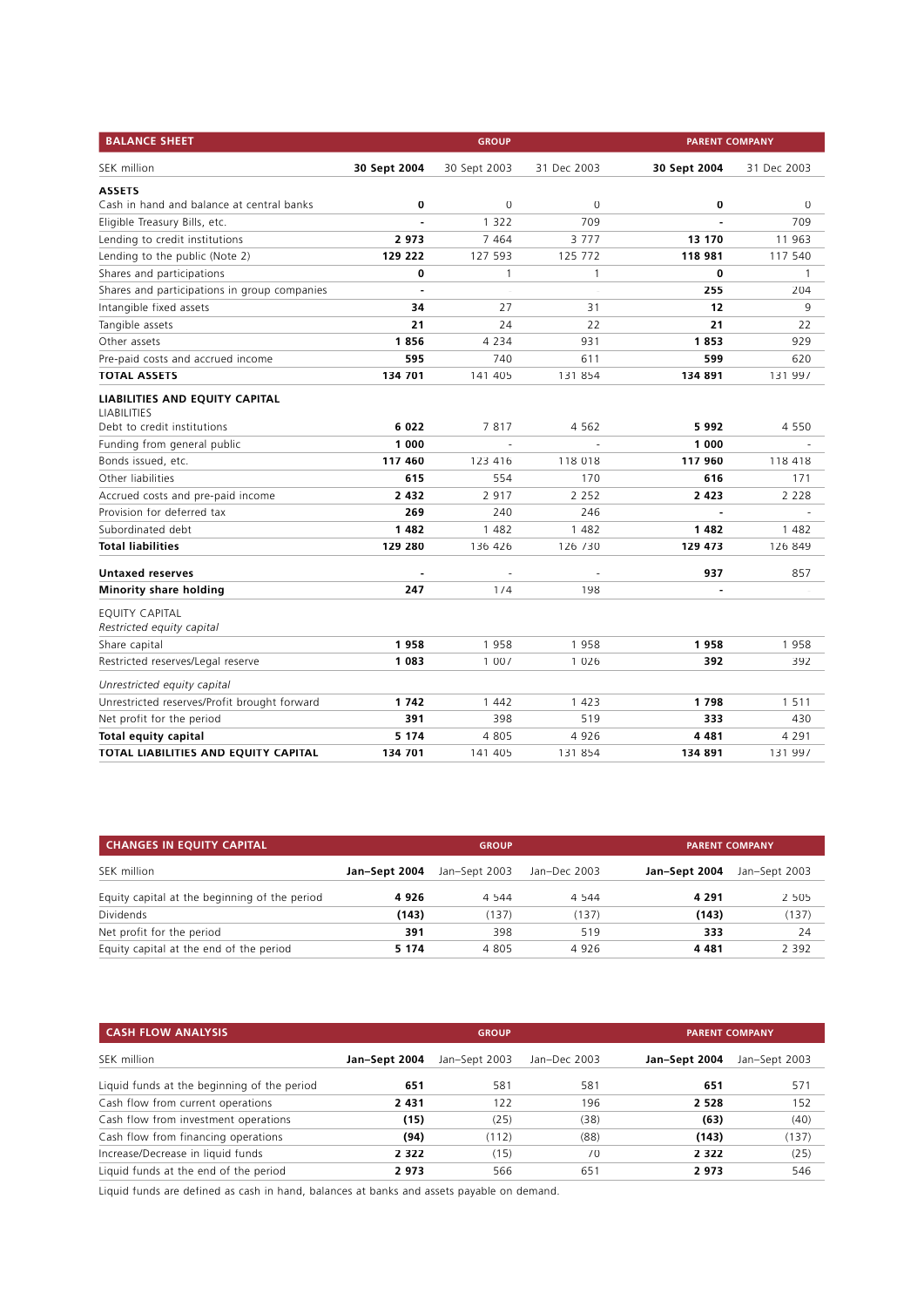| BALANCE SHEET | GROUP | | | PARENT COMPANY | |
|---|---|---|---|---|---|
| SEK million | **30 Sept 2004** | 30 Sept 2003 | 31 Dec 2003 | **30 Sept 2004** | 31 Dec 2003 |
| **ASSETS** | | | | | |
| Cash in hand and balance at central banks | **0** | 0 | 0 | **0** | 0 |
| Eligible Treasury Bills, etc. | **-** | 1 322 | 709 | **-** | 709 |
| Lending to credit institutions | **2 973** | 7 464 | 3 777 | **13 170** | 11 963 |
| Lending to the public (Note 2) | **129 222** | 127 593 | 125 772 | **118 981** | 117 540 |
| Shares and participations | **0** | 1 | 1 | **0** | 1 |
| Shares and participations in group companies | **-** | - | - | **255** | 204 |
| Intangible fixed assets | **34** | 27 | 31 | **12** | 9 |
| Tangible assets | **21** | 24 | 22 | **21** | 22 |
| Other assets | **1 856** | 4 234 | 931 | **1 853** | 929 |
| Pre-paid costs and accrued income | **595** | 740 | 611 | **599** | 620 |
| **TOTAL ASSETS** | **134 701** | 141 405 | 131 854 | **134 891** | 131 997 |
| **LIABILITIES AND EQUITY CAPITAL** | | | | | |
| LIABILITIES | | | | | |
| Debt to credit institutions | **6 022** | 7 817 | 4 562 | **5 992** | 4 550 |
| Funding from general public | **1 000** | - | - | **1 000** | - |
| Bonds issued, etc. | **117 460** | 123 416 | 118 018 | **117 960** | 118 418 |
| Other liabilities | **615** | 554 | 170 | **616** | 171 |
| Accrued costs and pre-paid income | **2 432** | 2 917 | 2 252 | **2 423** | 2 228 |
| Provision for deferred tax | **269** | 240 | 246 | **-** | - |
| Subordinated debt | **1 482** | 1 482 | 1 482 | **1 482** | 1 482 |
| **Total liabilities** | **129 280** | 136 426 | 126 730 | **129 473** | 126 849 |
| **Untaxed reserves** | **-** | - | - | **937** | 857 |
| **Minority share holding** | **247** | 174 | 198 | **-** | - |
| EQUITY CAPITAL | | | | | |
| *Restricted equity capital* | | | | | |
| Share capital | **1 958** | 1 958 | 1 958 | **1 958** | 1 958 |
| Restricted reserves/Legal reserve | **1 083** | 1 007 | 1 026 | **392** | 392 |
| *Unrestricted equity capital* | | | | | |
| Unrestricted reserves/Profit brought forward | **1 742** | 1 442 | 1 423 | **1 798** | 1 511 |
| Net profit for the period | **391** | 398 | 519 | **333** | 430 |
| **Total equity capital** | **5 174** | 4 805 | 4 926 | **4 481** | 4 291 |
| **TOTAL LIABILITIES AND EQUITY CAPITAL** | **134 701** | 141 405 | 131 854 | **134 891** | 131 997 |

| CHANGES IN EQUITY CAPITAL | GROUP | | | PARENT COMPANY | |
|---|---|---|---|---|---|
| SEK million | **Jan–Sept 2004** | Jan–Sept 2003 | Jan–Dec 2003 | **Jan–Sept 2004** | Jan–Sept 2003 |
| Equity capital at the beginning of the period | **4 926** | 4 544 | 4 544 | **4 291** | 2 505 |
| Dividends | **(143)** | (137) | (137) | **(143)** | (137) |
| Net profit for the period | **391** | 398 | 519 | **333** | 24 |
| Equity capital at the end of the period | **5 174** | 4 805 | 4 926 | **4 481** | 2 392 |

| CASH FLOW ANALYSIS | GROUP | | | PARENT COMPANY | |
|---|---|---|---|---|---|
| SEK million | **Jan–Sept 2004** | Jan–Sept 2003 | Jan–Dec 2003 | **Jan–Sept 2004** | Jan–Sept 2003 |
| Liquid funds at the beginning of the period | **651** | 581 | 581 | **651** | 571 |
| Cash flow from current operations | **2 431** | 122 | 196 | **2 528** | 152 |
| Cash flow from investment operations | **(15)** | (25) | (38) | **(63)** | (40) |
| Cash flow from financing operations | **(94)** | (112) | (88) | **(143)** | (137) |
| Increase/Decrease in liquid funds | **2 322** | (15) | 70 | **2 322** | (25) |
| Liquid funds at the end of the period | **2 973** | 566 | 651 | **2 973** | 546 |

Liquid funds are defined as cash in hand, balances at banks and assets payable on demand.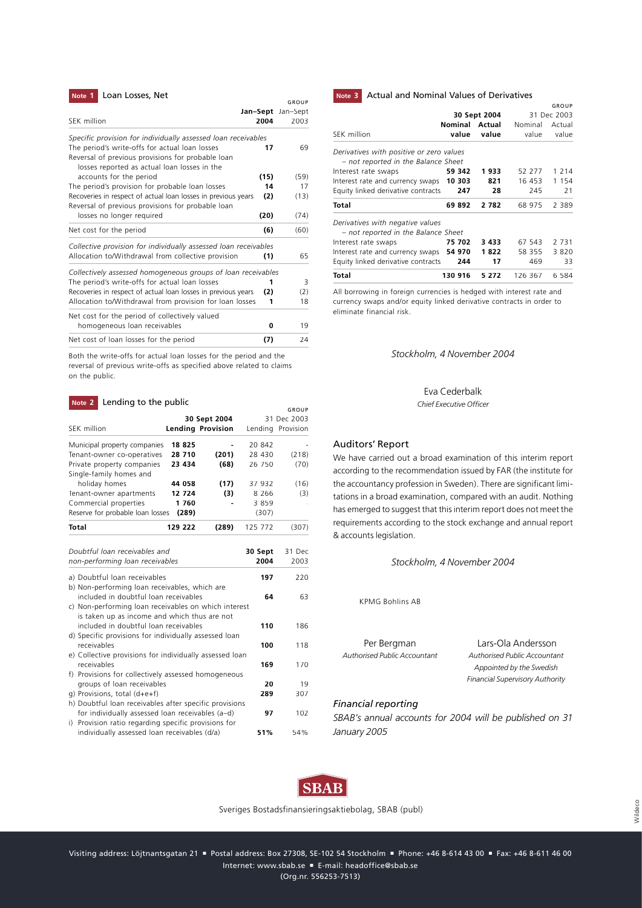## Note 1 Loan Losses, Net

| SEK million | GROUP Jan–Sept 2004 | Jan–Sept 2003 |
|---|---|---|
| *Specific provision for individually assessed loan receivables* | | |
| The period's write-offs for actual loan losses | **17** | 69 |
| Reversal of previous provisions for probable loan losses reported as actual loan losses in the accounts for the period | **(15)** | (59) |
| The period's provision for probable loan losses | **14** | 17 |
| Recoveries in respect of actual loan losses in previous years | **(2)** | (13) |
| Reversal of previous provisions for probable loan losses no longer required | **(20)** | (74) |
| Net cost for the period | **(6)** | (60) |
| *Collective provision for individually assessed loan receivables* | | |
| Allocation to/Withdrawal from collective provision | **(1)** | 65 |
| *Collectively assessed homogeneous groups of loan receivables* | | |
| The period's write-offs for actual loan losses | **1** | 3 |
| Recoveries in respect of actual loan losses in previous years | **(2)** | (2) |
| Allocation to/Withdrawal from provision for loan losses | **1** | 18 |
| Net cost for the period of collectively valued homogeneous loan receivables | **0** | 19 |
| Net cost of loan losses for the period | **(7)** | 24 |

Both the write-offs for actual loan losses for the period and the reversal of previous write-offs as specified above related to claims on the public.

## Note 2 Lending to the public

| | GROUP 30 Sept 2004 | | 31 Dec 2003 | |
|---|---|---|---|---|
| SEK million | **Lending** | **Provision** | Lending | Provision |
| Municipal property companies | **18 825** | **-** | 20 842 | - |
| Tenant-owner co-operatives | **28 710** | **(201)** | 28 430 | (218) |
| Private property companies | **23 434** | **(68)** | 26 750 | (70) |
| Single-family homes and holiday homes | **44 058** | **(17)** | 37 932 | (16) |
| Tenant-owner apartments | **12 724** | **(3)** | 8 266 | (3) |
| Commercial properties | **1 760** | **-** | 3 859 | - |
| Reserve for probable loan losses | **(289)** | | (307) | |
| **Total** | **129 222** | **(289)** | 125 772 | (307) |

| *Doubtful loan receivables and non-performing loan receivables* | 30 Sept 2004 | 31 Dec 2003 |
|---|---|---|
| a) Doubtful loan receivables | **197** | 220 |
| b) Non-performing loan receivables, which are included in doubtful loan receivables | **64** | 63 |
| c) Non-performing loan receivables on which interest is taken up as income and which thus are not included in doubtful loan receivables | **110** | 186 |
| d) Specific provisions for individually assessed loan receivables | **100** | 118 |
| e) Collective provisions for individually assessed loan receivables | **169** | 170 |
| f) Provisions for collectively assessed homogeneous groups of loan receivables | **20** | 19 |
| g) Provisions, total (d+e+f) | **289** | 307 |
| h) Doubtful loan receivables after specific provisions for individually assessed loan receivables (a–d) | **97** | 102 |
| i) Provision ratio regarding specific provisions for individually assessed loan receivables (d/a) | **51%** | 54% |

## Note 3 Actual and Nominal Values of Derivatives

| | GROUP 30 Sept 2004 | | 31 Dec 2003 | |
|---|---|---|---|---|
| SEK million | **Nominal value** | **Actual value** | Nominal value | Actual value |
| *Derivatives with positive or zero values – not reported in the Balance Sheet* | | | | |
| Interest rate swaps | **59 342** | **1 933** | 52 277 | 1 214 |
| Interest rate and currency swaps | **10 303** | **821** | 16 453 | 1 154 |
| Equity linked derivative contracts | **247** | **28** | 245 | 21 |
| **Total** | **69 892** | **2 782** | 68 975 | 2 389 |
| *Derivatives with negative values – not reported in the Balance Sheet* | | | | |
| Interest rate swaps | **75 702** | **3 433** | 67 543 | 2 731 |
| Interest rate and currency swaps | **54 970** | **1 822** | 58 355 | 3 820 |
| Equity linked derivative contracts | **244** | **17** | 469 | 33 |
| **Total** | **130 916** | **5 272** | 126 367 | 6 584 |

All borrowing in foreign currencies is hedged with interest rate and currency swaps and/or equity linked derivative contracts in order to eliminate financial risk.

*Stockholm, 4 November 2004*

Eva Cederbalk
*Chief Executive Officer*

## Auditors' Report

We have carried out a broad examination of this interim report according to the recommendation issued by FAR (the institute for the accountancy profession in Sweden). There are significant limitations in a broad examination, compared with an audit. Nothing has emerged to suggest that this interim report does not meet the requirements according to the stock exchange and annual report & accounts legislation.

*Stockholm, 4 November 2004*

KPMG Bohlins AB

Per Bergman
*Authorised Public Accountant*

Lars-Ola Andersson
*Authorised Public Accountant*
*Appointed by the Swedish Financial Supervisory Authority*

### *Financial reporting*

*SBAB's annual accounts for 2004 will be published on 31 January 2005*

SBAB

Sveriges Bostadsfinansieringsaktiebolag, SBAB (publ)

Visiting address: Löjtnantsgatan 21 ■ Postal address: Box 27308, SE-102 54 Stockholm ■ Phone: +46 8-614 43 00 ■ Fax: +46 8-611 46 00
Internet: www.sbab.se ■ E-mail: headoffice@sbab.se
(Org.nr. 556253-7513)